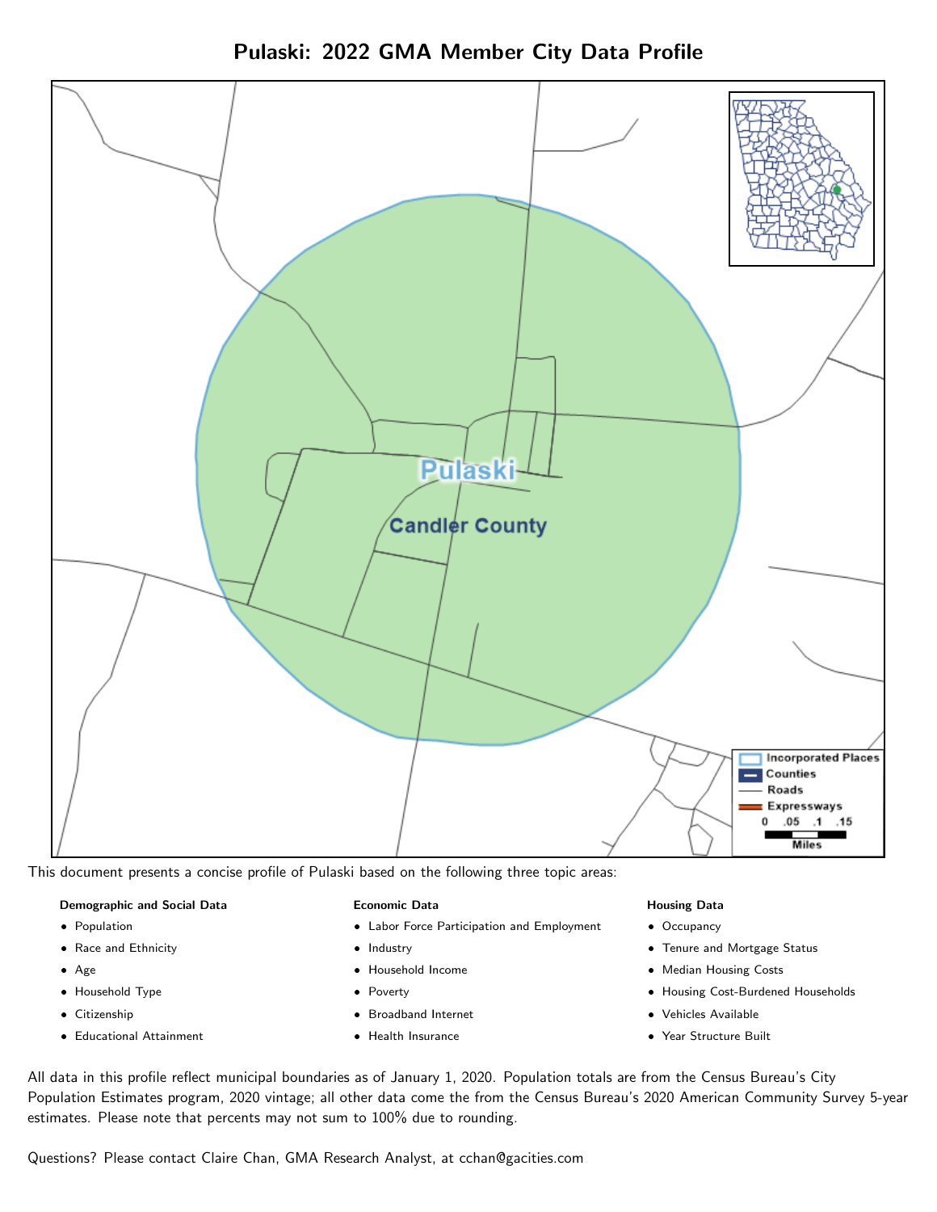# Pulaski: 2022 GMA Member City Data Profile

This document presents a concise profile of Pulaski based on the following three topic areas:

**Demographic and Social Data**

- Population
- Race and Ethnicity
- Age
- Household Type
- Citizenship
- Educational Attainment

**Economic Data**

- Labor Force Participation and Employment
- Industry
- Household Income
- Poverty
- Broadband Internet
- Health Insurance

**Housing Data**

- Occupancy
- Tenure and Mortgage Status
- Median Housing Costs
- Housing Cost-Burdened Households
- Vehicles Available
- Year Structure Built

All data in this profile reflect municipal boundaries as of January 1, 2020. Population totals are from the Census Bureau's City Population Estimates program, 2020 vintage; all other data come the from the Census Bureau's 2020 American Community Survey 5-year estimates. Please note that percents may not sum to 100% due to rounding.

Questions? Please contact Claire Chan, GMA Research Analyst, at cchan@gacities.com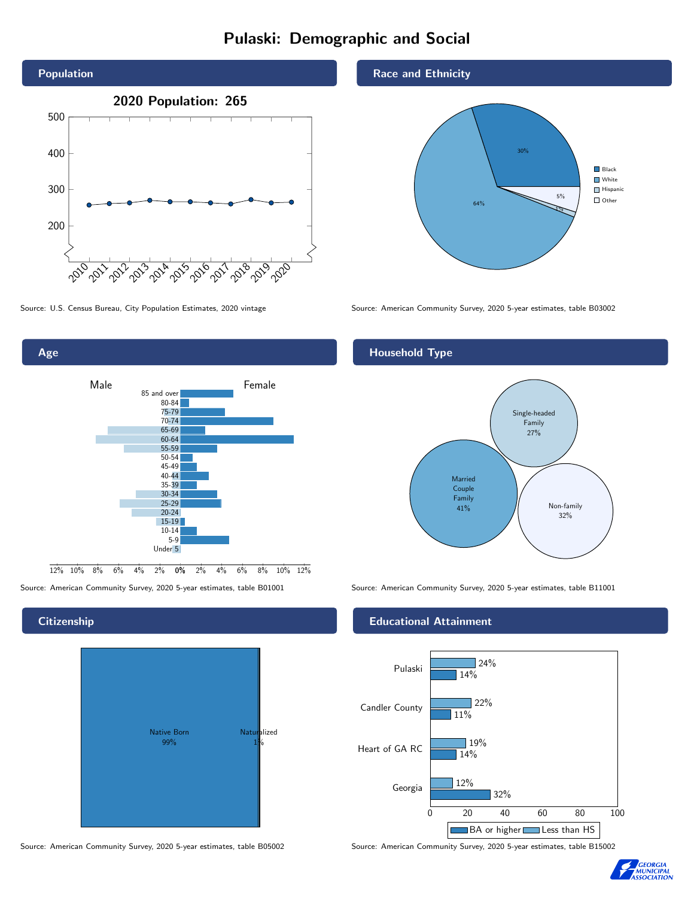# Pulaski: Demographic and Social

## Population

2020 Population: 265

Source: U.S. Census Bureau, City Population Estimates, 2020 vintage

## Race and Ethnicity

| Group | Percent |
| --- | --- |
| Black | 30% |
| White | 64% |
| Hispanic | 1% |
| Other | 5% |

Source: American Community Survey, 2020 5-year estimates, table B03002

## Age

Male / Female

Source: American Community Survey, 2020 5-year estimates, table B01001

## Household Type

| Type | Percent |
| --- | --- |
| Married Couple Family | 41% |
| Single-headed Family | 27% |
| Non-family | 32% |

Source: American Community Survey, 2020 5-year estimates, table B11001

## Citizenship

| Status | Percent |
| --- | --- |
| Native Born | 99% |
| Naturalized | 1% |

Source: American Community Survey, 2020 5-year estimates, table B05002

## Educational Attainment

| Area | Less than HS | BA or higher |
| --- | --- | --- |
| Pulaski | 24% | 14% |
| Candler County | 22% | 11% |
| Heart of GA RC | 19% | 14% |
| Georgia | 12% | 32% |

Source: American Community Survey, 2020 5-year estimates, table B15002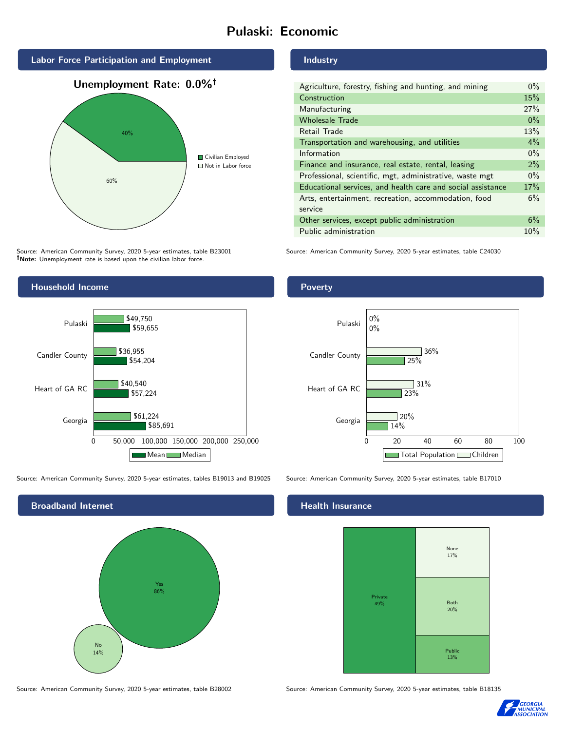# Pulaski: Economic

## Labor Force Participation and Employment

**Unemployment Rate: 0.0%†**

| Category | Percent |
|---|---|
| Civilian Employed | 40% |
| Not in Labor force | 60% |

Source: American Community Survey, 2020 5-year estimates, table B23001
**†Note:** Unemployment rate is based upon the civilian labor force.

## Industry

| Industry | Percent |
|---|---|
| Agriculture, forestry, fishing and hunting, and mining | 0% |
| Construction | 15% |
| Manufacturing | 27% |
| Wholesale Trade | 0% |
| Retail Trade | 13% |
| Transportation and warehousing, and utilities | 4% |
| Information | 0% |
| Finance and insurance, real estate, rental, leasing | 2% |
| Professional, scientific, mgt, administrative, waste mgt | 0% |
| Educational services, and health care and social assistance | 17% |
| Arts, entertainment, recreation, accommodation, food service | 6% |
| Other services, except public administration | 6% |
| Public administration | 10% |

Source: American Community Survey, 2020 5-year estimates, table C24030

## Household Income

| | Median | Mean |
|---|---|---|
| Pulaski | $49,750 | $59,655 |
| Candler County | $36,955 | $54,204 |
| Heart of GA RC | $40,540 | $57,224 |
| Georgia | $61,224 | $85,691 |

Source: American Community Survey, 2020 5-year estimates, tables B19013 and B19025

## Poverty

| | Children | Total Population |
|---|---|---|
| Pulaski | 0% | 0% |
| Candler County | 36% | 25% |
| Heart of GA RC | 31% | 23% |
| Georgia | 20% | 14% |

Source: American Community Survey, 2020 5-year estimates, table B17010

## Broadband Internet

| | Percent |
|---|---|
| Yes | 86% |
| No | 14% |

Source: American Community Survey, 2020 5-year estimates, table B28002

## Health Insurance

| | Percent |
|---|---|
| Private | 49% |
| None | 17% |
| Both | 20% |
| Public | 13% |

Source: American Community Survey, 2020 5-year estimates, table B18135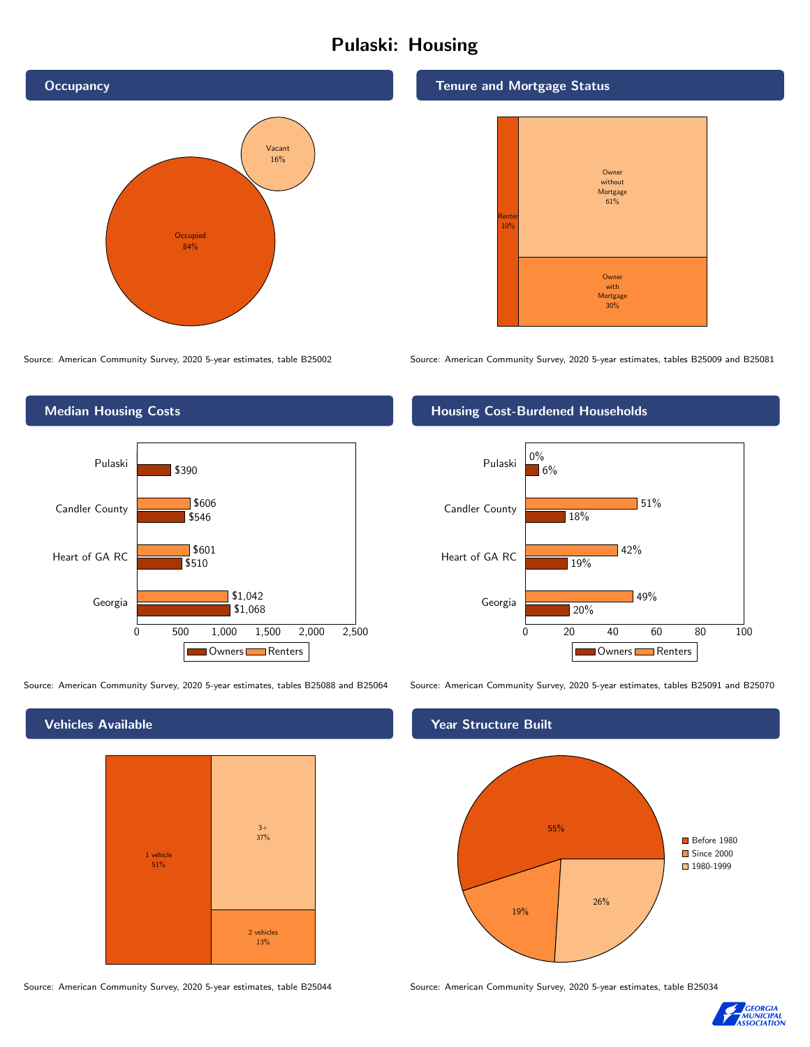# Pulaski: Housing

## Occupancy

Vacant
16%

Occupied
84%

Source: American Community Survey, 2020 5-year estimates, table B25002

## Tenure and Mortgage Status

Renter
10%

Owner without Mortgage
61%

Owner with Mortgage
30%

Source: American Community Survey, 2020 5-year estimates, tables B25009 and B25081

## Median Housing Costs

Pulaski
$390

Candler County
$606
$546

Heart of GA RC
$601
$510

Georgia
$1,042
$1,068

0 500 1,000 1,500 2,000 2,500

Owners Renters

Source: American Community Survey, 2020 5-year estimates, tables B25088 and B25064

## Housing Cost-Burdened Households

Pulaski
0%
6%

Candler County
51%
18%

Heart of GA RC
42%
19%

Georgia
49%
20%

0 20 40 60 80 100

Owners Renters

Source: American Community Survey, 2020 5-year estimates, tables B25091 and B25070

## Vehicles Available

1 vehicle
51%

3+
37%

2 vehicles
13%

Source: American Community Survey, 2020 5-year estimates, table B25044

## Year Structure Built

55%
19%
26%

Before 1980
Since 2000
1980-1999

Source: American Community Survey, 2020 5-year estimates, table B25034